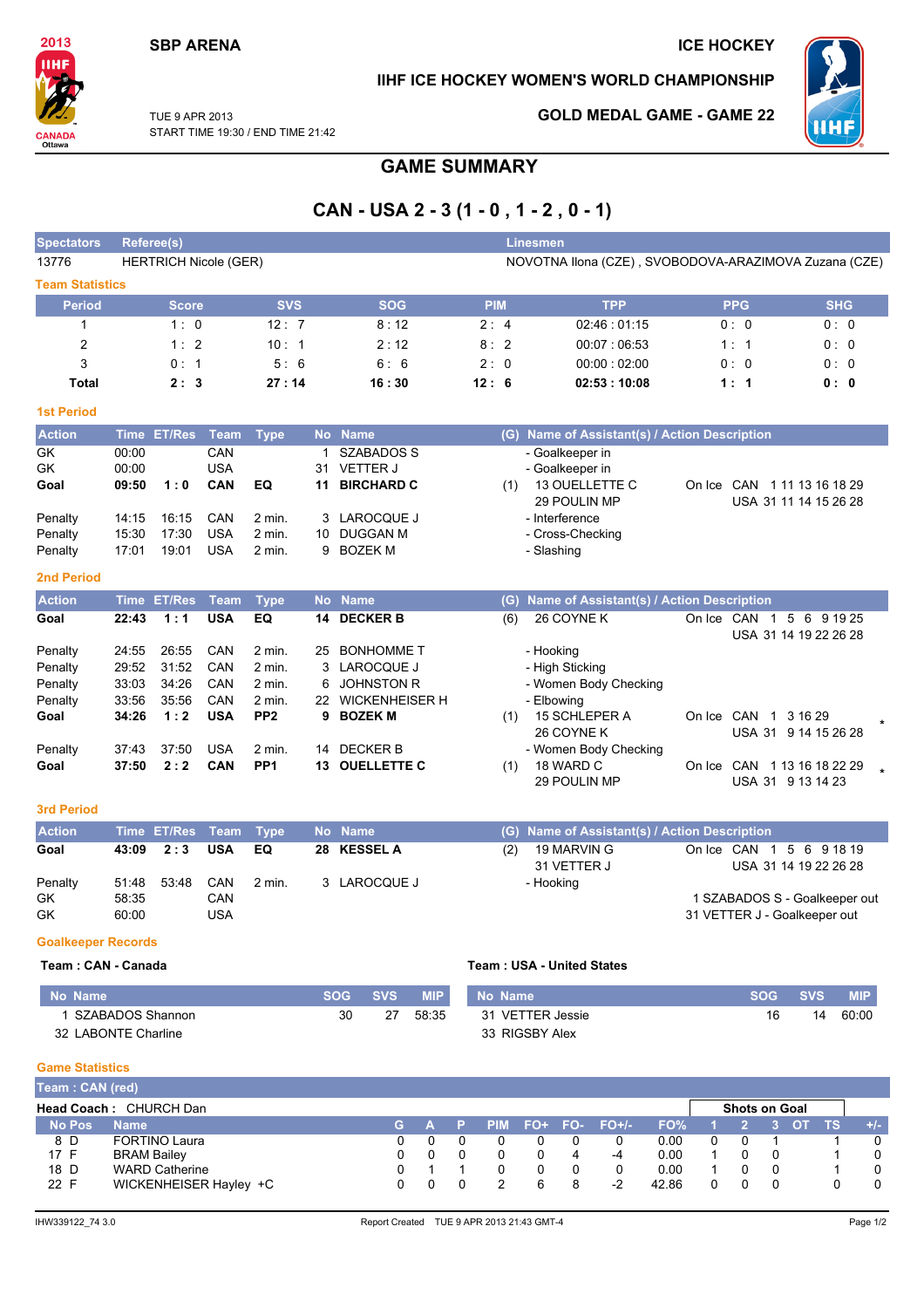SBP ARENA

ICE HOCKEY

IIHF ICE HOCKEY WOMEN'S WORLD CHAMPIONSHIP

TUE 9 APR 2013
START TIME 19:30 / END TIME 21:42

GOLD MEDAL GAME - GAME 22

# GAME SUMMARY

## CAN - USA 2 - 3 (1 - 0 , 1 - 2 , 0 - 1)

| Spectators | Referee(s) | Linesmen |
|---|---|---|
| 13776 | HERTRICH Nicole (GER) | NOVOTNA Ilona (CZE) , SVOBODOVA-ARAZIMOVA Zuzana (CZE) |

### Team Statistics

| Period | Score | SVS | SOG | PIM | TPP | PPG | SHG |
|---|---|---|---|---|---|---|---|
| 1 | 1 : 0 | 12 : 7 | 8 : 12 | 2 : 4 | 02:46 : 01:15 | 0 : 0 | 0 : 0 |
| 2 | 1 : 2 | 10 : 1 | 2 : 12 | 8 : 2 | 00:07 : 06:53 | 1 : 1 | 0 : 0 |
| 3 | 0 : 1 | 5 : 6 | 6 : 6 | 2 : 0 | 00:00 : 02:00 | 0 : 0 | 0 : 0 |
| **Total** | **2 : 3** | **27 : 14** | **16 : 30** | **12 : 6** | **02:53 : 10:08** | **1 : 1** | **0 : 0** |

### 1st Period

| Action | Time | ET/Res | Team | Type | No | Name | (G) | Name of Assistant(s) / Action Description | |
|---|---|---|---|---|---|---|---|---|---|
| GK | 00:00 | | CAN | | 1 | SZABADOS S | | - Goalkeeper in | |
| GK | 00:00 | | USA | | 31 | VETTER J | | - Goalkeeper in | |
| **Goal** | **09:50** | **1 : 0** | **CAN** | **EQ** | **11** | **BIRCHARD C** | (1) | 13 OUELLETTE C<br>29 POULIN MP | On Ice CAN 1 11 13 16 18 29<br>USA 31 11 14 15 26 28 |
| Penalty | 14:15 | 16:15 | CAN | 2 min. | 3 | LAROCQUE J | | - Interference | |
| Penalty | 15:30 | 17:30 | USA | 2 min. | 10 | DUGGAN M | | - Cross-Checking | |
| Penalty | 17:01 | 19:01 | USA | 2 min. | 9 | BOZEK M | | - Slashing | |

### 2nd Period

| Action | Time | ET/Res | Team | Type | No | Name | (G) | Name of Assistant(s) / Action Description | | |
|---|---|---|---|---|---|---|---|---|---|---|
| **Goal** | **22:43** | **1 : 1** | **USA** | **EQ** | **14** | **DECKER B** | (6) | 26 COYNE K | On Ice CAN 1 5 6 9 19 25<br>USA 31 14 19 22 26 28 | |
| Penalty | 24:55 | 26:55 | CAN | 2 min. | 25 | BONHOMME T | | - Hooking | | |
| Penalty | 29:52 | 31:52 | CAN | 2 min. | 3 | LAROCQUE J | | - High Sticking | | |
| Penalty | 33:03 | 34:26 | CAN | 2 min. | 6 | JOHNSTON R | | - Women Body Checking | | |
| Penalty | 33:56 | 35:56 | CAN | 2 min. | 22 | WICKENHEISER H | | - Elbowing | | |
| **Goal** | **34:26** | **1 : 2** | **USA** | **PP2** | **9** | **BOZEK M** | (1) | 15 SCHLEPER A<br>26 COYNE K | On Ice CAN 1 3 16 29<br>USA 31 9 14 15 26 28 | * |
| Penalty | 37:43 | 37:50 | USA | 2 min. | 14 | DECKER B | | - Women Body Checking | | |
| **Goal** | **37:50** | **2 : 2** | **CAN** | **PP1** | **13** | **OUELLETTE C** | (1) | 18 WARD C<br>29 POULIN MP | On Ice CAN 1 13 16 18 22 29<br>USA 31 9 13 14 23 | * |

### 3rd Period

| Action | Time | ET/Res | Team | Type | No | Name | (G) | Name of Assistant(s) / Action Description | |
|---|---|---|---|---|---|---|---|---|---|
| **Goal** | **43:09** | **2 : 3** | **USA** | **EQ** | **28** | **KESSEL A** | (2) | 19 MARVIN G<br>31 VETTER J | On Ice CAN 1 5 6 9 18 19<br>USA 31 14 19 22 26 28 |
| Penalty | 51:48 | 53:48 | CAN | 2 min. | 3 | LAROCQUE J | | - Hooking | |
| GK | 58:35 | | CAN | | | | | | 1 SZABADOS S - Goalkeeper out |
| GK | 60:00 | | USA | | | | | | 31 VETTER J - Goalkeeper out |

### Goalkeeper Records

**Team : CAN - Canada**

| No Name | SOG | SVS | MIP |
|---|---|---|---|
| 1 SZABADOS Shannon | 30 | 27 | 58:35 |
| 32 LABONTE Charline | | | |

**Team : USA - United States**

| No Name | SOG | SVS | MIP |
|---|---|---|---|
| 31 VETTER Jessie | 16 | 14 | 60:00 |
| 33 RIGSBY Alex | | | |

### Game Statistics

**Team : CAN (red)**

**Head Coach :** CHURCH Dan

| No | Pos | Name | G | A | P | PIM | FO+ | FO- | FO+/- | FO% | Shots on Goal 1 | 2 | 3 | OT | TS | +/- |
|---|---|---|---|---|---|---|---|---|---|---|---|---|---|---|---|---|
| 8 | D | FORTINO Laura | 0 | 0 | 0 | 0 | 0 | 0 | 0 | 0.00 | 0 | 0 | 1 | | 1 | 0 |
| 17 | F | BRAM Bailey | 0 | 0 | 0 | 0 | 0 | 4 | -4 | 0.00 | 1 | 0 | 0 | | 1 | 0 |
| 18 | D | WARD Catherine | 0 | 1 | 1 | 0 | 0 | 0 | 0 | 0.00 | 1 | 0 | 0 | | 1 | 0 |
| 22 | F | WICKENHEISER Hayley +C | 0 | 0 | 0 | 2 | 6 | 8 | -2 | 42.86 | 0 | 0 | 0 | | 0 | 0 |

IHW339122_74 3.0 Report Created TUE 9 APR 2013 21:43 GMT-4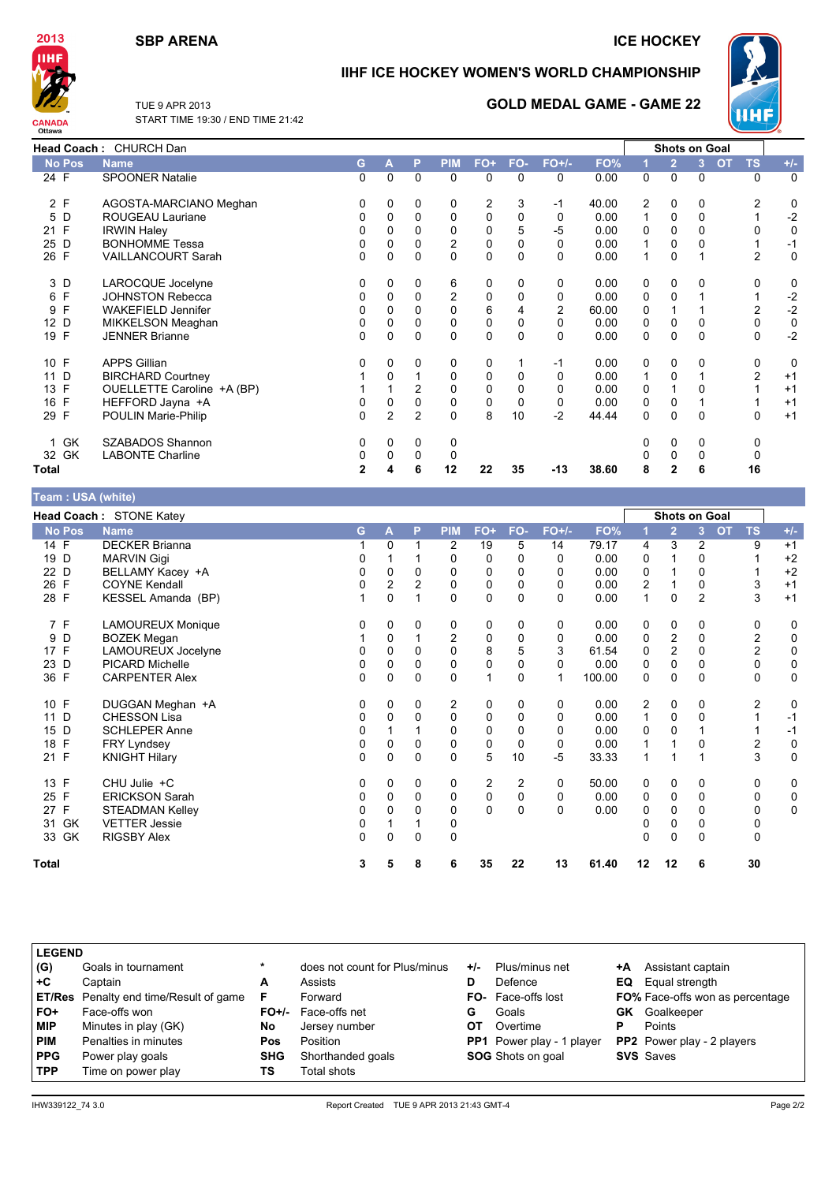2013 IIHF CANADA Ottawa

**SBP ARENA** | **ICE HOCKEY**

## IIHF ICE HOCKEY WOMEN'S WORLD CHAMPIONSHIP

TUE 9 APR 2013
START TIME 19:30 / END TIME 21:42

### GOLD MEDAL GAME - GAME 22

**Head Coach :** CHURCH Dan

| No | Pos | Name | G | A | P | PIM | FO+ | FO- | FO+/- | FO% | Shots on Goal 1 | 2 | 3 | OT | TS | +/- |
|---|---|---|---|---|---|---|---|---|---|---|---|---|---|---|---|---|
| 24 | F | SPOONER Natalie | 0 | 0 | 0 | 0 | 0 | 0 | 0 | 0.00 | 0 | 0 | 0 | | 0 | 0 |
| 2 | F | AGOSTA-MARCIANO Meghan | 0 | 0 | 0 | 0 | 2 | 3 | -1 | 40.00 | 2 | 0 | 0 | | 2 | 0 |
| 5 | D | ROUGEAU Lauriane | 0 | 0 | 0 | 0 | 0 | 0 | 0 | 0.00 | 1 | 0 | 0 | | 1 | -2 |
| 21 | F | IRWIN Haley | 0 | 0 | 0 | 0 | 0 | 5 | -5 | 0.00 | 0 | 0 | 0 | | 0 | 0 |
| 25 | D | BONHOMME Tessa | 0 | 0 | 0 | 2 | 0 | 0 | 0 | 0.00 | 1 | 0 | 0 | | 1 | -1 |
| 26 | F | VAILLANCOURT Sarah | 0 | 0 | 0 | 0 | 0 | 0 | 0 | 0.00 | 1 | 0 | 1 | | 2 | 0 |
| 3 | D | LAROCQUE Jocelyne | 0 | 0 | 0 | 6 | 0 | 0 | 0 | 0.00 | 0 | 0 | 0 | | 0 | 0 |
| 6 | F | JOHNSTON Rebecca | 0 | 0 | 0 | 2 | 0 | 0 | 0 | 0.00 | 0 | 0 | 1 | | 1 | -2 |
| 9 | F | WAKEFIELD Jennifer | 0 | 0 | 0 | 0 | 6 | 4 | 2 | 60.00 | 0 | 1 | 1 | | 2 | -2 |
| 12 | D | MIKKELSON Meaghan | 0 | 0 | 0 | 0 | 0 | 0 | 0 | 0.00 | 0 | 0 | 0 | | 0 | 0 |
| 19 | F | JENNER Brianne | 0 | 0 | 0 | 0 | 0 | 0 | 0 | 0.00 | 0 | 0 | 0 | | 0 | -2 |
| 10 | F | APPS Gillian | 0 | 0 | 0 | 0 | 0 | 1 | -1 | 0.00 | 0 | 0 | 0 | | 0 | 0 |
| 11 | D | BIRCHARD Courtney | 1 | 0 | 1 | 0 | 0 | 0 | 0 | 0.00 | 1 | 0 | 1 | | 2 | +1 |
| 13 | F | OUELLETTE Caroline +A (BP) | 1 | 1 | 2 | 0 | 0 | 0 | 0 | 0.00 | 0 | 1 | 0 | | 1 | +1 |
| 16 | F | HEFFORD Jayna +A | 0 | 0 | 0 | 0 | 0 | 0 | 0 | 0.00 | 0 | 0 | 1 | | 1 | +1 |
| 29 | F | POULIN Marie-Philip | 0 | 2 | 2 | 0 | 8 | 10 | -2 | 44.44 | 0 | 0 | 0 | | 0 | +1 |
| 1 | GK | SZABADOS Shannon | 0 | 0 | 0 | 0 | | | | | 0 | 0 | 0 | | 0 | |
| 32 | GK | LABONTE Charline | 0 | 0 | 0 | 0 | | | | | 0 | 0 | 0 | | 0 | |
| **Total** | | | **2** | **4** | **6** | **12** | **22** | **35** | **-13** | **38.60** | **8** | **2** | **6** | | **16** | |

**Team : USA (white)**

**Head Coach :** STONE Katey

| No | Pos | Name | G | A | P | PIM | FO+ | FO- | FO+/- | FO% | Shots on Goal 1 | 2 | 3 | OT | TS | +/- |
|---|---|---|---|---|---|---|---|---|---|---|---|---|---|---|---|---|
| 14 | F | DECKER Brianna | 1 | 0 | 1 | 2 | 19 | 5 | 14 | 79.17 | 4 | 3 | 2 | | 9 | +1 |
| 19 | D | MARVIN Gigi | 0 | 1 | 1 | 0 | 0 | 0 | 0 | 0.00 | 0 | 1 | 0 | | 1 | +2 |
| 22 | D | BELLAMY Kacey +A | 0 | 0 | 0 | 0 | 0 | 0 | 0 | 0.00 | 0 | 1 | 0 | | 1 | +2 |
| 26 | F | COYNE Kendall | 0 | 2 | 2 | 0 | 0 | 0 | 0 | 0.00 | 2 | 1 | 0 | | 3 | +1 |
| 28 | F | KESSEL Amanda (BP) | 1 | 0 | 1 | 0 | 0 | 0 | 0 | 0.00 | 1 | 0 | 2 | | 3 | +1 |
| 7 | F | LAMOUREUX Monique | 0 | 0 | 0 | 0 | 0 | 0 | 0 | 0.00 | 0 | 0 | 0 | | 0 | 0 |
| 9 | D | BOZEK Megan | 1 | 0 | 1 | 2 | 0 | 0 | 0 | 0.00 | 0 | 2 | 0 | | 2 | 0 |
| 17 | F | LAMOUREUX Jocelyne | 0 | 0 | 0 | 0 | 8 | 5 | 3 | 61.54 | 0 | 2 | 0 | | 2 | 0 |
| 23 | D | PICARD Michelle | 0 | 0 | 0 | 0 | 0 | 0 | 0 | 0.00 | 0 | 0 | 0 | | 0 | 0 |
| 36 | F | CARPENTER Alex | 0 | 0 | 0 | 0 | 1 | 0 | 1 | 100.00 | 0 | 0 | 0 | | 0 | 0 |
| 10 | F | DUGGAN Meghan +A | 0 | 0 | 0 | 2 | 0 | 0 | 0 | 0.00 | 2 | 0 | 0 | | 2 | 0 |
| 11 | D | CHESSON Lisa | 0 | 0 | 0 | 0 | 0 | 0 | 0 | 0.00 | 1 | 0 | 0 | | 1 | -1 |
| 15 | D | SCHLEPER Anne | 0 | 1 | 1 | 0 | 0 | 0 | 0 | 0.00 | 0 | 0 | 1 | | 1 | -1 |
| 18 | F | FRY Lyndsey | 0 | 0 | 0 | 0 | 0 | 0 | 0 | 0.00 | 1 | 1 | 0 | | 2 | 0 |
| 21 | F | KNIGHT Hilary | 0 | 0 | 0 | 0 | 5 | 10 | -5 | 33.33 | 1 | 1 | 1 | | 3 | 0 |
| 13 | F | CHU Julie +C | 0 | 0 | 0 | 0 | 2 | 2 | 0 | 50.00 | 0 | 0 | 0 | | 0 | 0 |
| 25 | F | ERICKSON Sarah | 0 | 0 | 0 | 0 | 0 | 0 | 0 | 0.00 | 0 | 0 | 0 | | 0 | 0 |
| 27 | F | STEADMAN Kelley | 0 | 0 | 0 | 0 | 0 | 0 | 0 | 0.00 | 0 | 0 | 0 | | 0 | 0 |
| 31 | GK | VETTER Jessie | 0 | 1 | 1 | 0 | | | | | 0 | 0 | 0 | | 0 | |
| 33 | GK | RIGSBY Alex | 0 | 0 | 0 | 0 | | | | | 0 | 0 | 0 | | 0 | |
| **Total** | | | **3** | **5** | **8** | **6** | **35** | **22** | **13** | **61.40** | **12** | **12** | **6** | | **30** | |

**LEGEND**

| | | | | | | | |
|---|---|---|---|---|---|---|---|
| **(G)** | Goals in tournament | * | does not count for Plus/minus | **+/-** | Plus/minus net | **+A** | Assistant captain |
| **+C** | Captain | **A** | Assists | **D** | Defence | **EQ** | Equal strength |
| **ET/Res** | Penalty end time/Result of game | **F** | Forward | **FO-** | Face-offs lost | **FO%** | Face-offs won as percentage |
| **FO+** | Face-offs won | **FO+/-** | Face-offs net | **G** | Goals | **GK** | Goalkeeper |
| **MIP** | Minutes in play (GK) | **No** | Jersey number | **OT** | Overtime | **P** | Points |
| **PIM** | Penalties in minutes | **Pos** | Position | **PP1** | Power play - 1 player | **PP2** | Power play - 2 players |
| **PPG** | Power play goals | **SHG** | Shorthanded goals | **SOG** | Shots on goal | **SVS** | Saves |
| **TPP** | Time on power play | **TS** | Total shots | | | | |

IHW339122_74 3.0 Report Created TUE 9 APR 2013 21:43 GMT-4